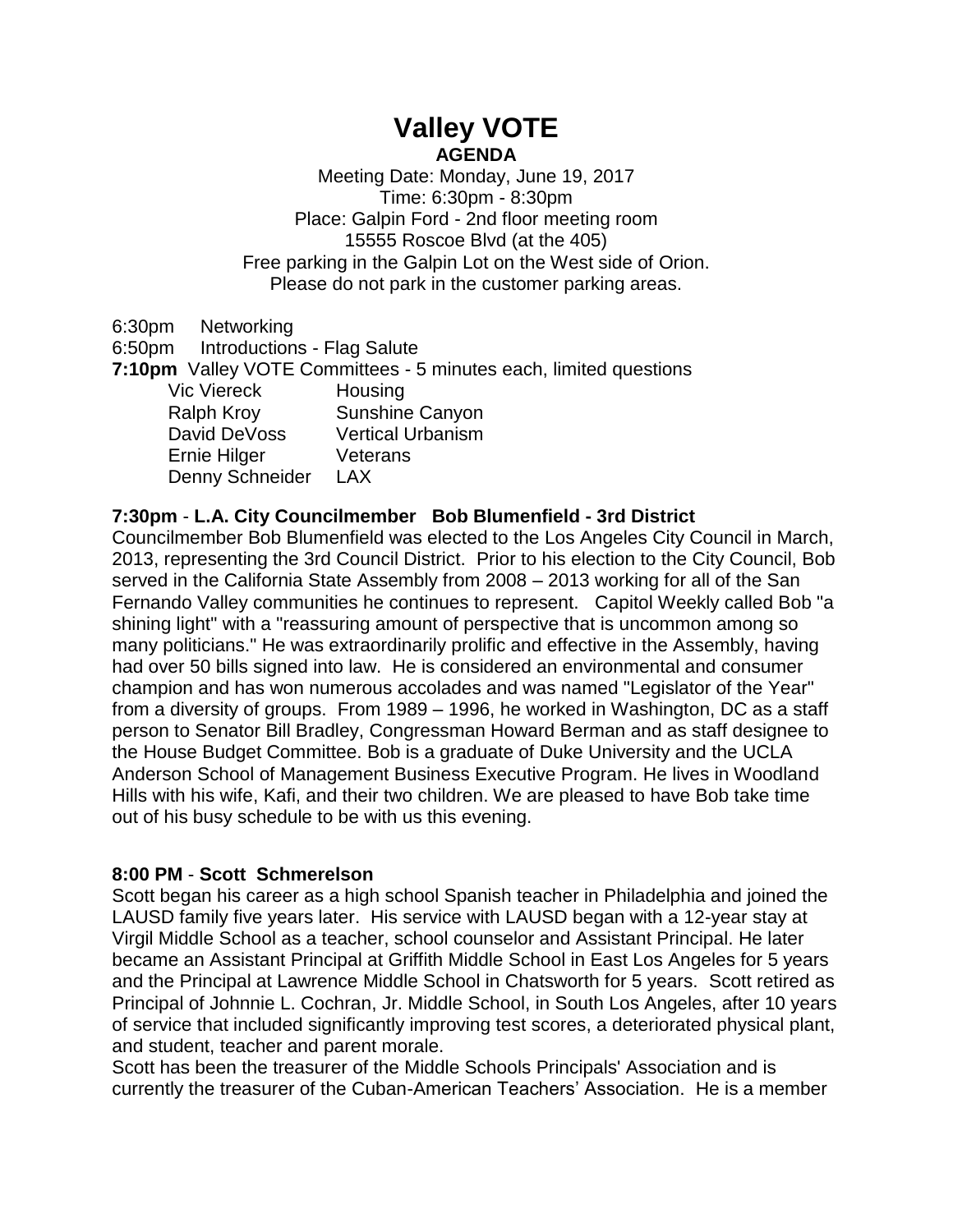# Valley VOTE

## AGENDA

Meeting Date: Monday, June 19, 2017
Time: 6:30pm - 8:30pm
Place: Galpin Ford - 2nd floor meeting room
15555 Roscoe Blvd (at the 405)
Free parking in the Galpin Lot on the West side of Orion.
Please do not park in the customer parking areas.

6:30pm Networking
6:50pm Introductions - Flag Salute
**7:10pm** Valley VOTE Committees - 5 minutes each, limited questions

| | |
|---|---|
| Vic Viereck | Housing |
| Ralph Kroy | Sunshine Canyon |
| David DeVoss | Vertical Urbanism |
| Ernie Hilger | Veterans |
| Denny Schneider | LAX |

**7:30pm** - **L.A. City Councilmember Bob Blumenfield - 3rd District**

Councilmember Bob Blumenfield was elected to the Los Angeles City Council in March, 2013, representing the 3rd Council District. Prior to his election to the City Council, Bob served in the California State Assembly from 2008 – 2013 working for all of the San Fernando Valley communities he continues to represent. Capitol Weekly called Bob "a shining light" with a "reassuring amount of perspective that is uncommon among so many politicians." He was extraordinarily prolific and effective in the Assembly, having had over 50 bills signed into law. He is considered an environmental and consumer champion and has won numerous accolades and was named "Legislator of the Year" from a diversity of groups. From 1989 – 1996, he worked in Washington, DC as a staff person to Senator Bill Bradley, Congressman Howard Berman and as staff designee to the House Budget Committee. Bob is a graduate of Duke University and the UCLA Anderson School of Management Business Executive Program. He lives in Woodland Hills with his wife, Kafi, and their two children. We are pleased to have Bob take time out of his busy schedule to be with us this evening.

**8:00 PM** - **Scott Schmerelson**

Scott began his career as a high school Spanish teacher in Philadelphia and joined the LAUSD family five years later. His service with LAUSD began with a 12-year stay at Virgil Middle School as a teacher, school counselor and Assistant Principal. He later became an Assistant Principal at Griffith Middle School in East Los Angeles for 5 years and the Principal at Lawrence Middle School in Chatsworth for 5 years. Scott retired as Principal of Johnnie L. Cochran, Jr. Middle School, in South Los Angeles, after 10 years of service that included significantly improving test scores, a deteriorated physical plant, and student, teacher and parent morale.

Scott has been the treasurer of the Middle Schools Principals' Association and is currently the treasurer of the Cuban-American Teachers' Association. He is a member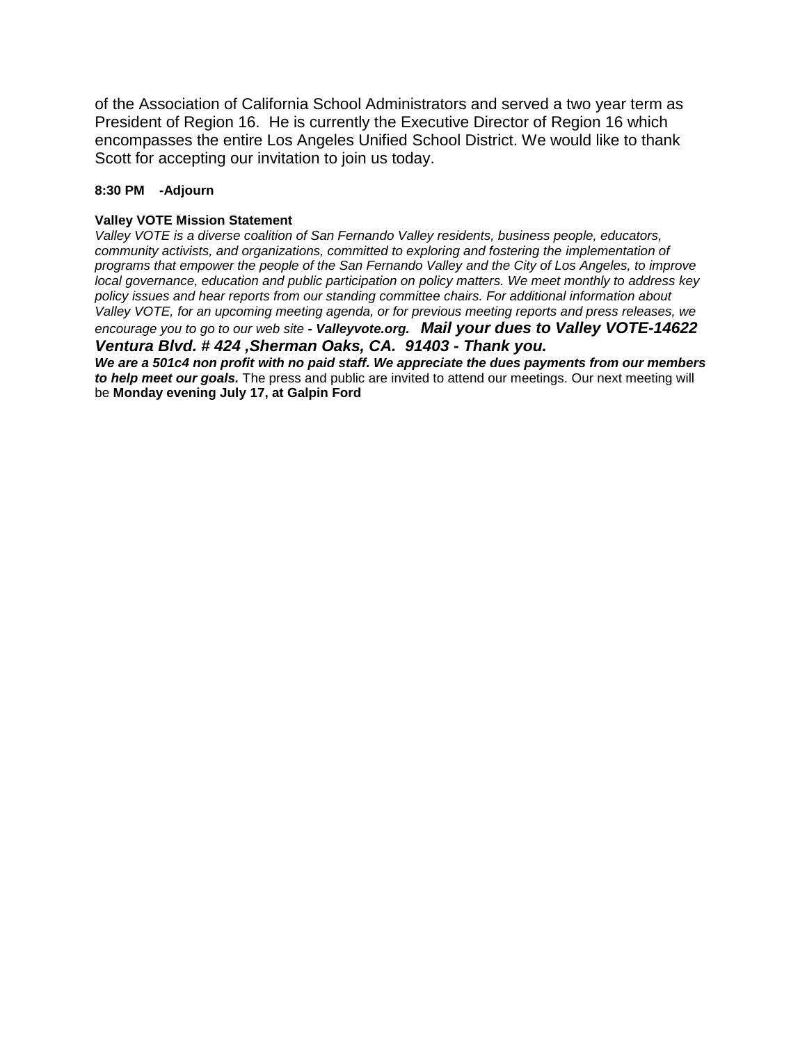of the Association of California School Administrators and served a two year term as President of Region 16. He is currently the Executive Director of Region 16 which encompasses the entire Los Angeles Unified School District. We would like to thank Scott for accepting our invitation to join us today.

**8:30 PM -Adjourn**

**Valley VOTE Mission Statement**

*Valley VOTE is a diverse coalition of San Fernando Valley residents, business people, educators, community activists, and organizations, committed to exploring and fostering the implementation of programs that empower the people of the San Fernando Valley and the City of Los Angeles, to improve local governance, education and public participation on policy matters. We meet monthly to address key policy issues and hear reports from our standing committee chairs. For additional information about Valley VOTE, for an upcoming meeting agenda, or for previous meeting reports and press releases, we encourage you to go to our web site* ***- Valleyvote.org.*** ***Mail your dues to Valley VOTE-14622 Ventura Blvd. # 424 ,Sherman Oaks, CA. 91403 - Thank you.***

***We are a 501c4 non profit with no paid staff. We appreciate the dues payments from our members to help meet our goals.*** The press and public are invited to attend our meetings. Our next meeting will be **Monday evening July 17, at Galpin Ford**